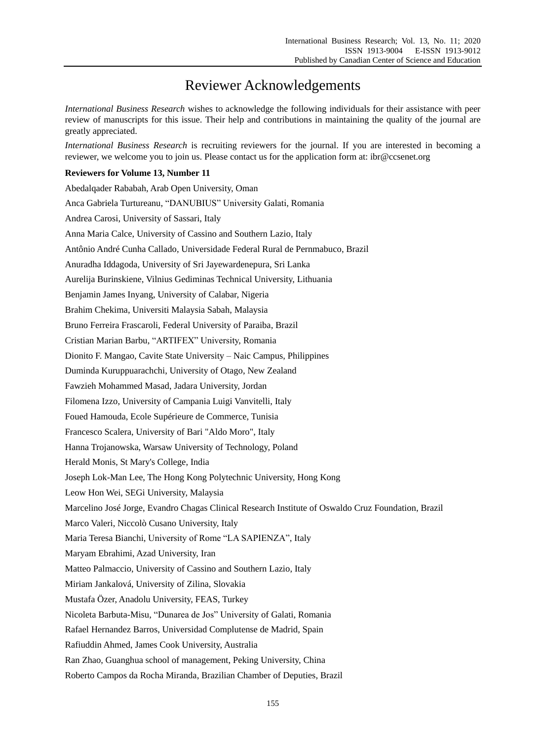# Reviewer Acknowledgements

*International Business Research* wishes to acknowledge the following individuals for their assistance with peer review of manuscripts for this issue. Their help and contributions in maintaining the quality of the journal are greatly appreciated.

*International Business Research* is recruiting reviewers for the journal. If you are interested in becoming a reviewer, we welcome you to join us. Please contact us for the application form at: ibr@ccsenet.org

**Reviewers for Volume 13, Number 11**

Abedalqader Rababah, Arab Open University, Oman

Anca Gabriela Turtureanu, "DANUBIUS" University Galati, Romania

Andrea Carosi, University of Sassari, Italy

Anna Maria Calce, University of Cassino and Southern Lazio, Italy

Antônio André Cunha Callado, Universidade Federal Rural de Pernmabuco, Brazil

Anuradha Iddagoda, University of Sri Jayewardenepura, Sri Lanka

Aurelija Burinskiene, Vilnius Gediminas Technical University, Lithuania

Benjamin James Inyang, University of Calabar, Nigeria

Brahim Chekima, Universiti Malaysia Sabah, Malaysia

Bruno Ferreira Frascaroli, Federal University of Paraiba, Brazil

Cristian Marian Barbu, "ARTIFEX" University, Romania

Dionito F. Mangao, Cavite State University – Naic Campus, Philippines

Duminda Kuruppuarachchi, University of Otago, New Zealand

Fawzieh Mohammed Masad, Jadara University, Jordan

Filomena Izzo, University of Campania Luigi Vanvitelli, Italy

Foued Hamouda, Ecole Supérieure de Commerce, Tunisia

Francesco Scalera, University of Bari "Aldo Moro", Italy

Hanna Trojanowska, Warsaw University of Technology, Poland

Herald Monis, St Mary's College, India

Joseph Lok-Man Lee, The Hong Kong Polytechnic University, Hong Kong

Leow Hon Wei, SEGi University, Malaysia

Marcelino José Jorge, Evandro Chagas Clinical Research Institute of Oswaldo Cruz Foundation, Brazil

Marco Valeri, Niccolò Cusano University, Italy

Maria Teresa Bianchi, University of Rome "LA SAPIENZA", Italy

Maryam Ebrahimi, Azad University, Iran

Matteo Palmaccio, University of Cassino and Southern Lazio, Italy

Miriam Jankalová, University of Zilina, Slovakia

Mustafa Özer, Anadolu University, FEAS, Turkey

Nicoleta Barbuta-Misu, "Dunarea de Jos" University of Galati, Romania

Rafael Hernandez Barros, Universidad Complutense de Madrid, Spain

Rafiuddin Ahmed, James Cook University, Australia

Ran Zhao, Guanghua school of management, Peking University, China

Roberto Campos da Rocha Miranda, Brazilian Chamber of Deputies, Brazil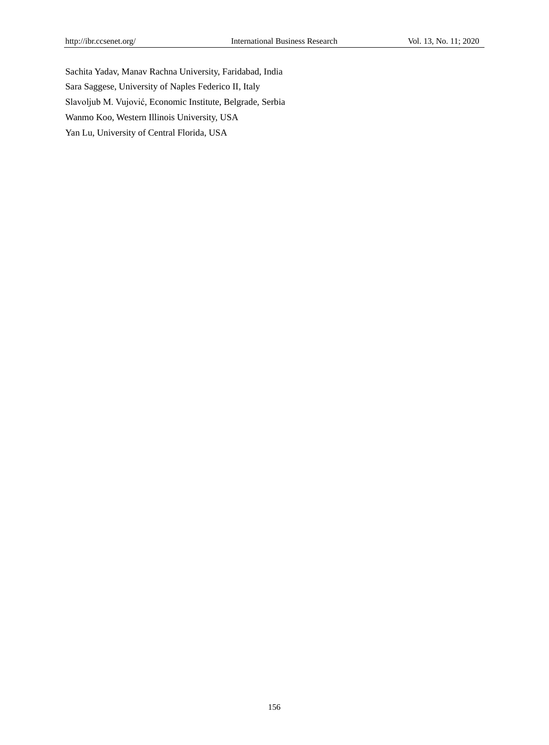Sachita Yadav, Manav Rachna University, Faridabad, India

Sara Saggese, University of Naples Federico II, Italy

Slavoljub M. Vujović, Economic Institute, Belgrade, Serbia

Wanmo Koo, Western Illinois University, USA

Yan Lu, University of Central Florida, USA